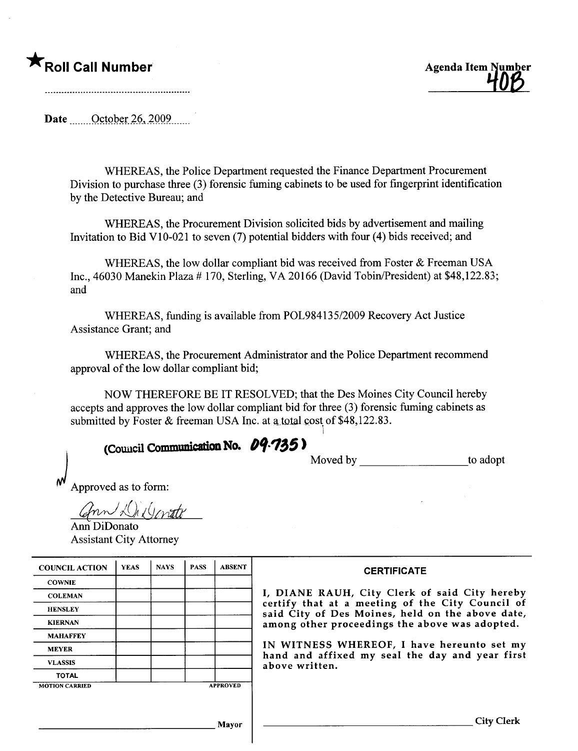★**Roll Call Number**

..........................................................

**Agenda Item Number**
**40B**

**Date** October 26, 2009

WHEREAS, the Police Department requested the Finance Department Procurement Division to purchase three (3) forensic fuming cabinets to be used for fingerprint identification by the Detective Bureau; and

WHEREAS, the Procurement Division solicited bids by advertisement and mailing Invitation to Bid V10-021 to seven (7) potential bidders with four (4) bids received; and

WHEREAS, the low dollar compliant bid was received from Foster & Freeman USA Inc., 46030 Manekin Plaza # 170, Sterling, VA 20166 (David Tobin/President) at $48,122.83; and

WHEREAS, funding is available from POL984135/2009 Recovery Act Justice Assistance Grant; and

WHEREAS, the Procurement Administrator and the Police Department recommend approval of the low dollar compliant bid;

NOW THEREFORE BE IT RESOLVED; that the Des Moines City Council hereby accepts and approves the low dollar compliant bid for three (3) forensic fuming cabinets as submitted by Foster & freeman USA Inc. at a total cost of $48,122.83.

**(Council Communication No. 09-735)**

Moved by ____________________ to adopt

Approved as to form:

Ann DiDonato
Ann DiDonato
Assistant City Attorney

| COUNCIL ACTION | YEAS | NAYS | PASS | ABSENT |
|---|---|---|---|---|
| COWNIE | | | | |
| COLEMAN | | | | |
| HENSLEY | | | | |
| KIERNAN | | | | |
| MAHAFFEY | | | | |
| MEYER | | | | |
| VLASSIS | | | | |
| TOTAL | | | | |
| MOTION CARRIED | | | | APPROVED |

____________________________ Mayor

**CERTIFICATE**

I, DIANE RAUH, City Clerk of said City hereby certify that at a meeting of the City Council of said City of Des Moines, held on the above date, among other proceedings the above was adopted.

IN WITNESS WHEREOF, I have hereunto set my hand and affixed my seal the day and year first above written.

____________________________ City Clerk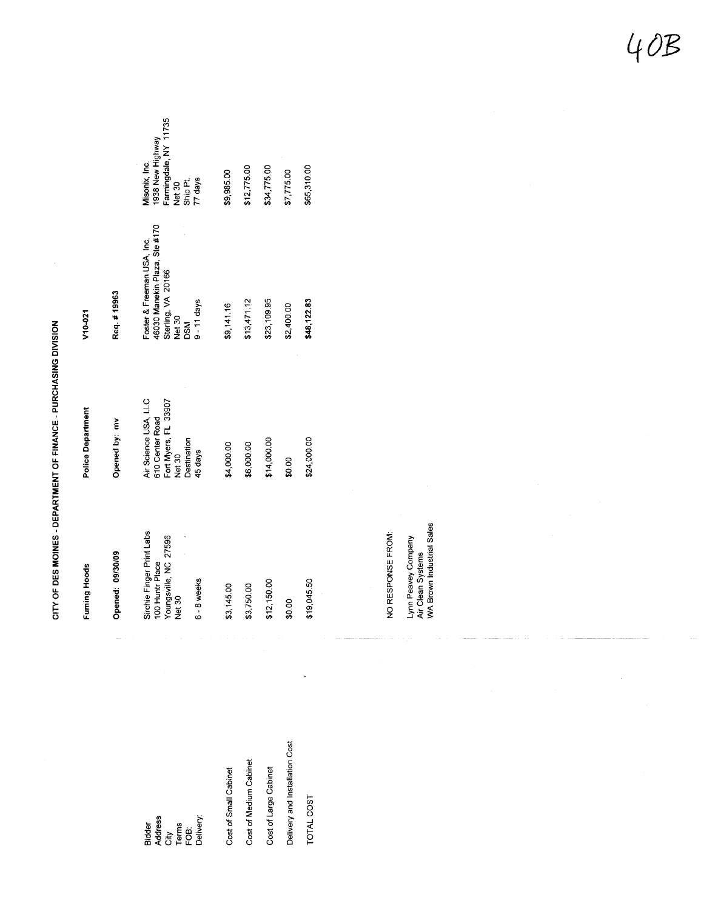40B

# CITY OF DES MOINES - DEPARTMENT OF FINANCE - PURCHASING DIVISION

| Fuming Hoods | Police Department | V10-021 | |
|---|---|---|---|
| Opened: 09/30/09 | Opened by: mv | Req. # 19963 | |

| | | | | |
|---|---|---|---|---|
| Bidder | Sirchie Finger Print Labs | Air Science USA, LLC | Foster & Freeman USA, Inc. | Misonix, Inc. |
| Address | 100 Huntr Place | 610 Center Road | 46030 Manekin Plaza, Ste #170 | 1938 New Highway |
| City | Youngsville, NC 27596 | Fort Myers, FL 33907 | Sterling, VA 20166 | Farmingdale, NY 11735 |
| Terms | Net 30 | Net 30 | Net 30 | Net 30 |
| FOB: | | Destination | DSM | Ship Pt. |
| Delivery: | 6 - 8 weeks | 45 days | 9 - 11 days | 77 days |
| Cost of Small Cabinet | $3,145.00 | $4,000.00 | $9,141.16 | $9,985.00 |
| Cost of Medium Cabinet | $3,750.00 | $6,000.00 | $13,471.12 | $12,775.00 |
| Cost of Large Cabinet | $12,150.00 | $14,000.00 | $23,109.95 | $34,775.00 |
| Delivery and Installation Cost | $0.00 | $0.00 | $2,400.00 | $7,775.00 |
| TOTAL COST | $19,045.50 | $24,000.00 | **$48,122.83** | $65,310.00 |

NO RESPONSE FROM:

Lynn Peavey Company
Air Clean Systems
WA Brown Industrial Sales